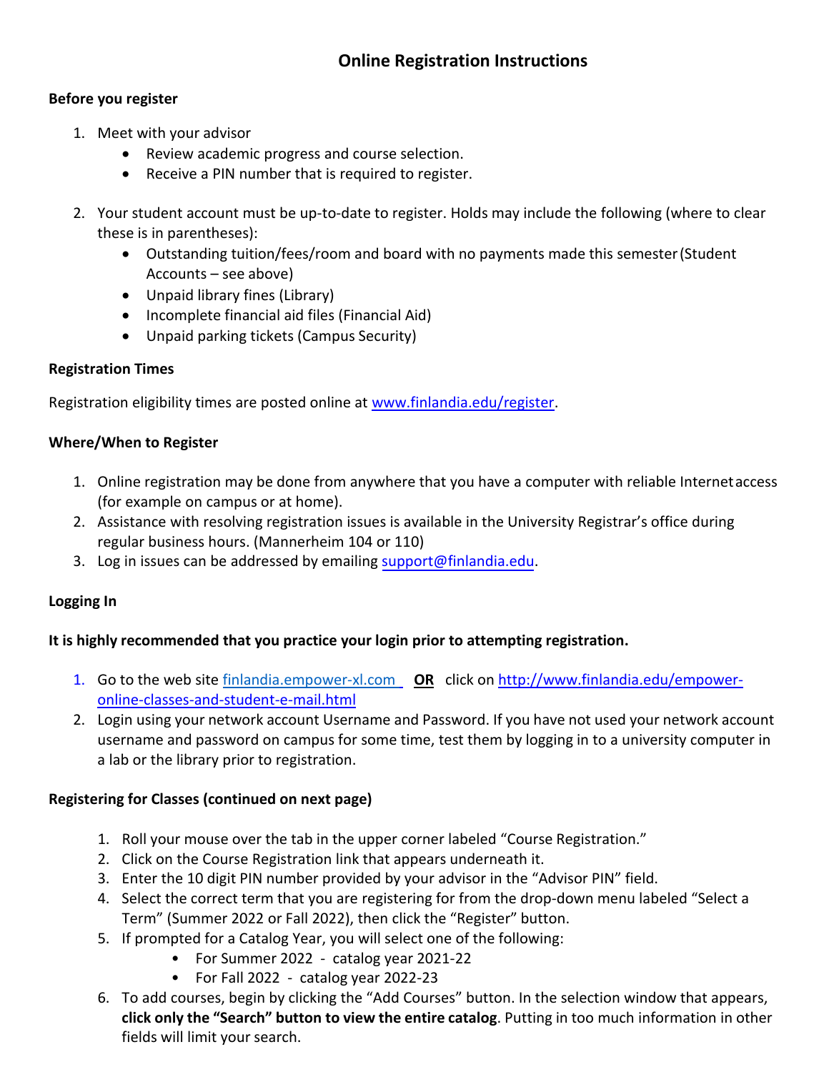# Online Registration Instructions

**Before you register**

1. Meet with your advisor
   - Review academic progress and course selection.
   - Receive a PIN number that is required to register.

2. Your student account must be up-to-date to register. Holds may include the following (where to clear these is in parentheses):
   - Outstanding tuition/fees/room and board with no payments made this semester (Student Accounts – see above)
   - Unpaid library fines (Library)
   - Incomplete financial aid files (Financial Aid)
   - Unpaid parking tickets (Campus Security)

**Registration Times**

Registration eligibility times are posted online at [www.finlandia.edu/register](www.finlandia.edu/register).

**Where/When to Register**

1. Online registration may be done from anywhere that you have a computer with reliable Internet access (for example on campus or at home).
2. Assistance with resolving registration issues is available in the University Registrar's office during regular business hours. (Mannerheim 104 or 110)
3. Log in issues can be addressed by emailing [support@finlandia.edu](mailto:support@finlandia.edu).

**Logging In**

**It is highly recommended that you practice your login prior to attempting registration.**

1. Go to the web site [finlandia.empower-xl.com](finlandia.empower-xl.com) **OR** click on [http://www.finlandia.edu/empower-online-classes-and-student-e-mail.html](http://www.finlandia.edu/empower-online-classes-and-student-e-mail.html)
2. Login using your network account Username and Password. If you have not used your network account username and password on campus for some time, test them by logging in to a university computer in a lab or the library prior to registration.

**Registering for Classes (continued on next page)**

1. Roll your mouse over the tab in the upper corner labeled "Course Registration."
2. Click on the Course Registration link that appears underneath it.
3. Enter the 10 digit PIN number provided by your advisor in the "Advisor PIN" field.
4. Select the correct term that you are registering for from the drop-down menu labeled "Select a Term" (Summer 2022 or Fall 2022), then click the "Register" button.
5. If prompted for a Catalog Year, you will select one of the following:
   - For Summer 2022 - catalog year 2021-22
   - For Fall 2022 - catalog year 2022-23
6. To add courses, begin by clicking the "Add Courses" button. In the selection window that appears, **click only the "Search" button to view the entire catalog**. Putting in too much information in other fields will limit your search.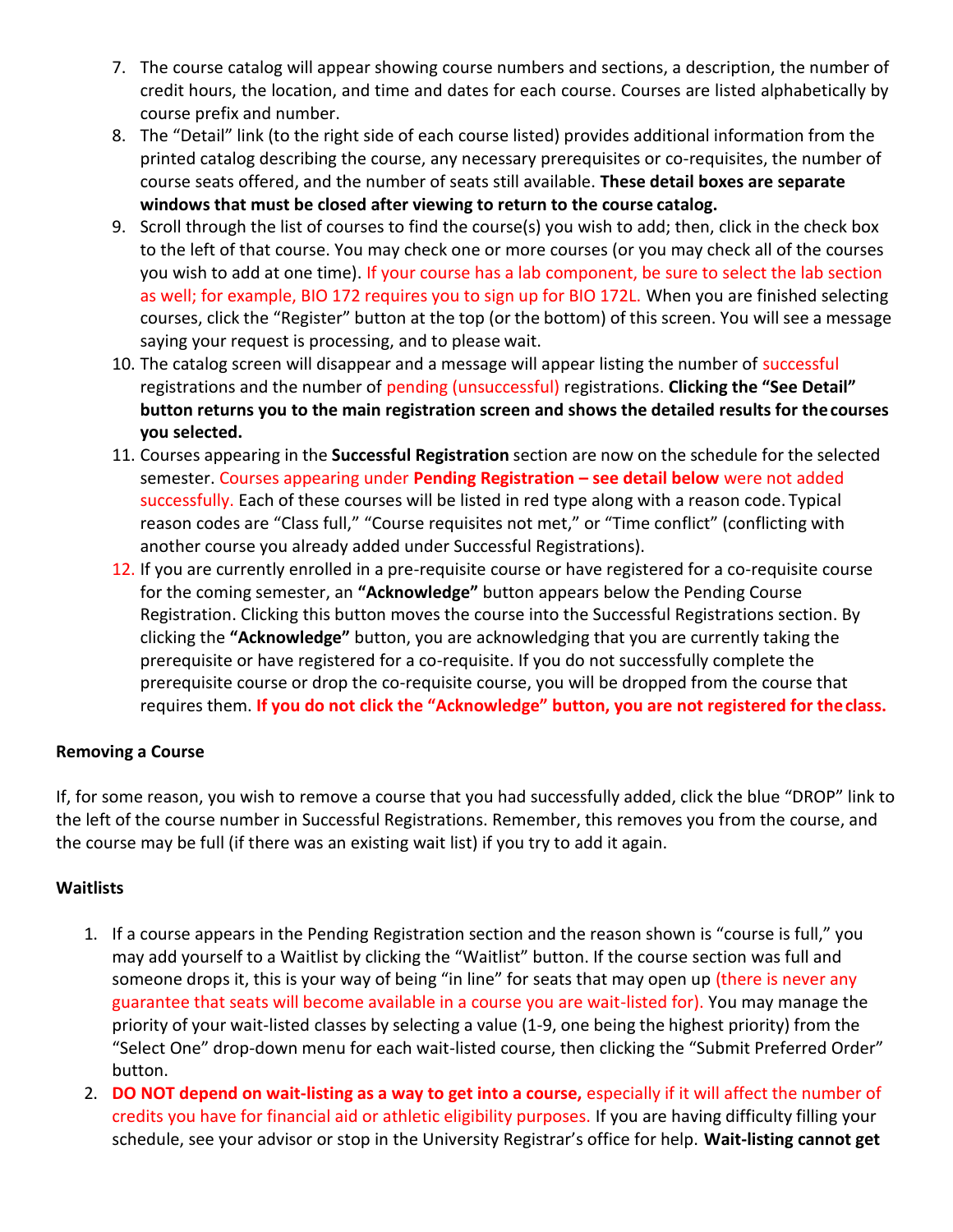7. The course catalog will appear showing course numbers and sections, a description, the number of credit hours, the location, and time and dates for each course. Courses are listed alphabetically by course prefix and number.
8. The "Detail" link (to the right side of each course listed) provides additional information from the printed catalog describing the course, any necessary prerequisites or co-requisites, the number of course seats offered, and the number of seats still available. **These detail boxes are separate windows that must be closed after viewing to return to the course catalog.**
9. Scroll through the list of courses to find the course(s) you wish to add; then, click in the check box to the left of that course. You may check one or more courses (or you may check all of the courses you wish to add at one time). If your course has a lab component, be sure to select the lab section as well; for example, BIO 172 requires you to sign up for BIO 172L. When you are finished selecting courses, click the "Register" button at the top (or the bottom) of this screen. You will see a message saying your request is processing, and to please wait.
10. The catalog screen will disappear and a message will appear listing the number of successful registrations and the number of pending (unsuccessful) registrations. **Clicking the "See Detail" button returns you to the main registration screen and shows the detailed results for the courses you selected.**
11. Courses appearing in the **Successful Registration** section are now on the schedule for the selected semester. Courses appearing under **Pending Registration – see detail below** were not added successfully. Each of these courses will be listed in red type along with a reason code. Typical reason codes are "Class full," "Course requisites not met," or "Time conflict" (conflicting with another course you already added under Successful Registrations).
12. If you are currently enrolled in a pre-requisite course or have registered for a co-requisite course for the coming semester, an **"Acknowledge"** button appears below the Pending Course Registration. Clicking this button moves the course into the Successful Registrations section. By clicking the **"Acknowledge"** button, you are acknowledging that you are currently taking the prerequisite or have registered for a co-requisite. If you do not successfully complete the prerequisite course or drop the co-requisite course, you will be dropped from the course that requires them. **If you do not click the "Acknowledge" button, you are not registered for the class.**

**Removing a Course**

If, for some reason, you wish to remove a course that you had successfully added, click the blue "DROP" link to the left of the course number in Successful Registrations. Remember, this removes you from the course, and the course may be full (if there was an existing wait list) if you try to add it again.

**Waitlists**

1. If a course appears in the Pending Registration section and the reason shown is "course is full," you may add yourself to a Waitlist by clicking the "Waitlist" button. If the course section was full and someone drops it, this is your way of being "in line" for seats that may open up (there is never any guarantee that seats will become available in a course you are wait-listed for). You may manage the priority of your wait-listed classes by selecting a value (1-9, one being the highest priority) from the "Select One" drop-down menu for each wait-listed course, then clicking the "Submit Preferred Order" button.
2. **DO NOT depend on wait-listing as a way to get into a course,** especially if it will affect the number of credits you have for financial aid or athletic eligibility purposes. If you are having difficulty filling your schedule, see your advisor or stop in the University Registrar's office for help. **Wait-listing cannot get**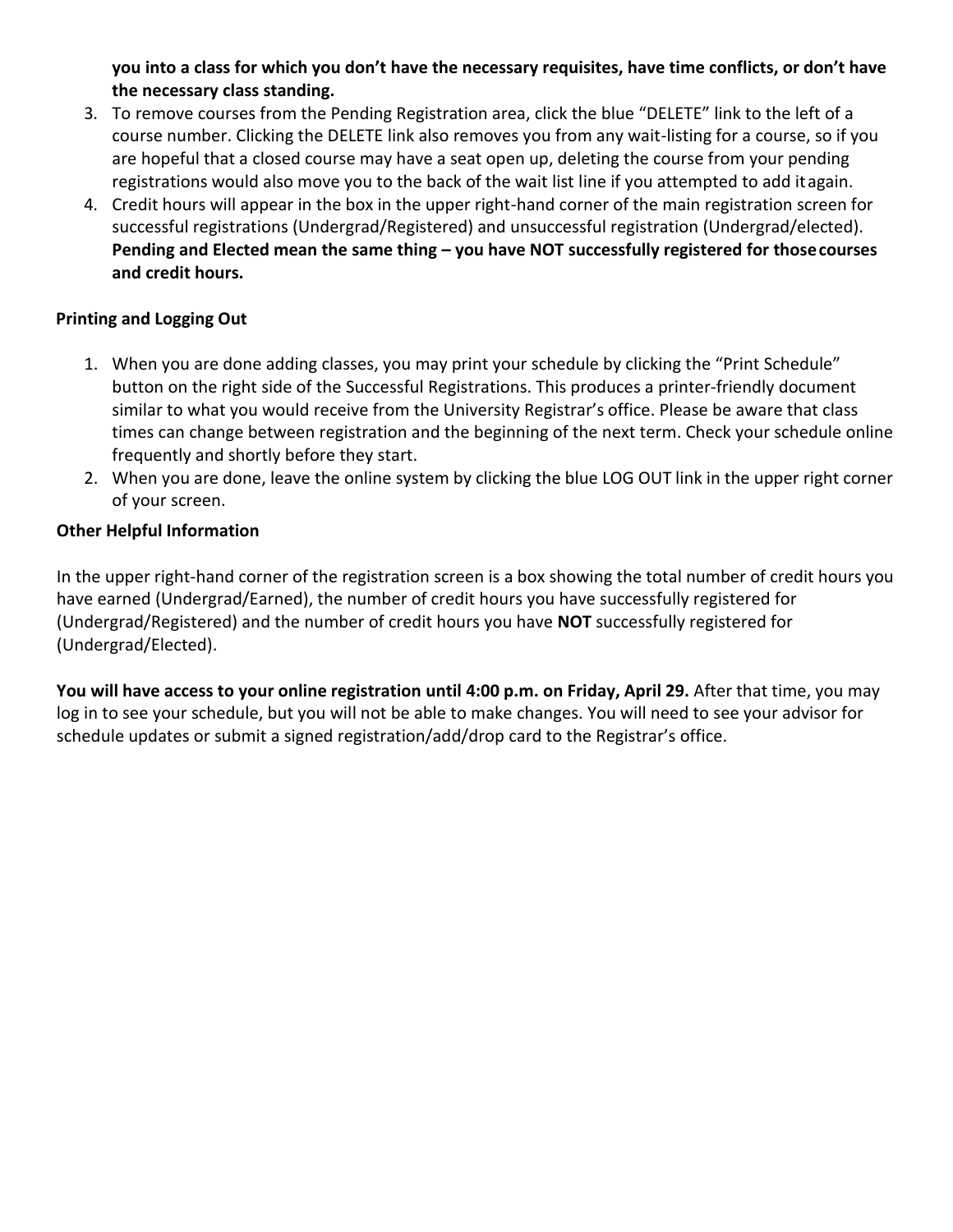**you into a class for which you don't have the necessary requisites, have time conflicts, or don't have the necessary class standing.**

3. To remove courses from the Pending Registration area, click the blue "DELETE" link to the left of a course number. Clicking the DELETE link also removes you from any wait-listing for a course, so if you are hopeful that a closed course may have a seat open up, deleting the course from your pending registrations would also move you to the back of the wait list line if you attempted to add it again.
4. Credit hours will appear in the box in the upper right-hand corner of the main registration screen for successful registrations (Undergrad/Registered) and unsuccessful registration (Undergrad/elected). **Pending and Elected mean the same thing – you have NOT successfully registered for those courses and credit hours.**

**Printing and Logging Out**

1. When you are done adding classes, you may print your schedule by clicking the "Print Schedule" button on the right side of the Successful Registrations. This produces a printer-friendly document similar to what you would receive from the University Registrar's office. Please be aware that class times can change between registration and the beginning of the next term. Check your schedule online frequently and shortly before they start.
2. When you are done, leave the online system by clicking the blue LOG OUT link in the upper right corner of your screen.

**Other Helpful Information**

In the upper right-hand corner of the registration screen is a box showing the total number of credit hours you have earned (Undergrad/Earned), the number of credit hours you have successfully registered for (Undergrad/Registered) and the number of credit hours you have **NOT** successfully registered for (Undergrad/Elected).

**You will have access to your online registration until 4:00 p.m. on Friday, April 29.** After that time, you may log in to see your schedule, but you will not be able to make changes. You will need to see your advisor for schedule updates or submit a signed registration/add/drop card to the Registrar's office.